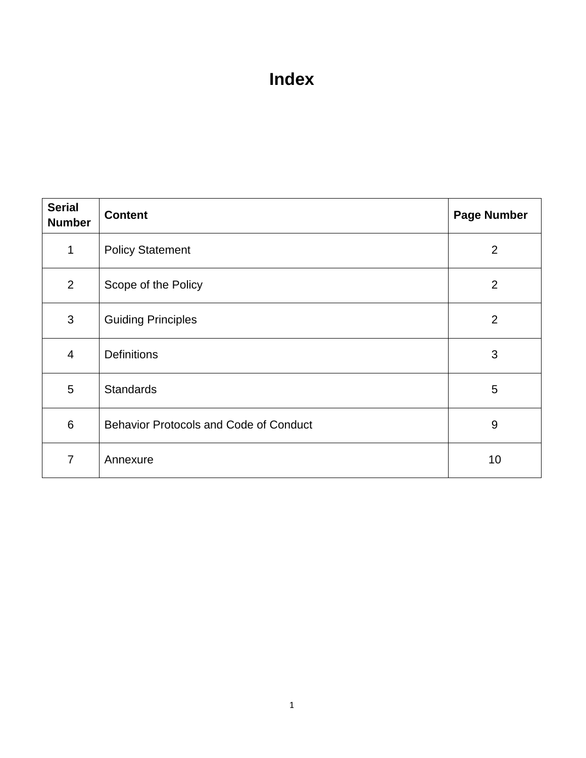# Index

| Serial Number | Content | Page Number |
|---|---|---|
| 1 | Policy Statement | 2 |
| 2 | Scope of the Policy | 2 |
| 3 | Guiding Principles | 2 |
| 4 | Definitions | 3 |
| 5 | Standards | 5 |
| 6 | Behavior Protocols and Code of Conduct | 9 |
| 7 | Annexure | 10 |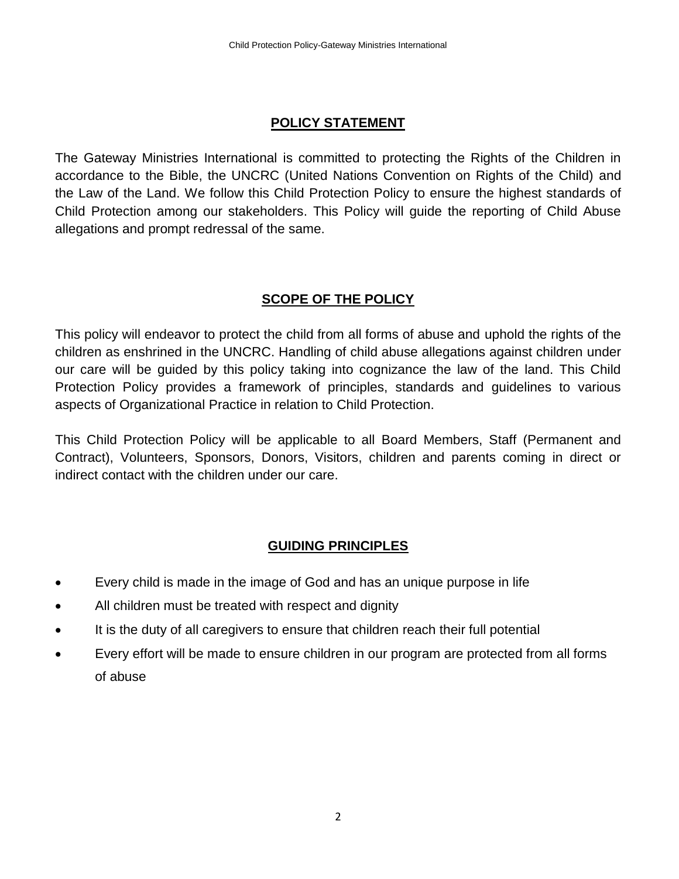## POLICY STATEMENT

The Gateway Ministries International is committed to protecting the Rights of the Children in accordance to the Bible, the UNCRC (United Nations Convention on Rights of the Child) and the Law of the Land. We follow this Child Protection Policy to ensure the highest standards of Child Protection among our stakeholders. This Policy will guide the reporting of Child Abuse allegations and prompt redressal of the same.

## SCOPE OF THE POLICY

This policy will endeavor to protect the child from all forms of abuse and uphold the rights of the children as enshrined in the UNCRC. Handling of child abuse allegations against children under our care will be guided by this policy taking into cognizance the law of the land. This Child Protection Policy provides a framework of principles, standards and guidelines to various aspects of Organizational Practice in relation to Child Protection.

This Child Protection Policy will be applicable to all Board Members, Staff (Permanent and Contract), Volunteers, Sponsors, Donors, Visitors, children and parents coming in direct or indirect contact with the children under our care.

## GUIDING PRINCIPLES

- Every child is made in the image of God and has an unique purpose in life
- All children must be treated with respect and dignity
- It is the duty of all caregivers to ensure that children reach their full potential
- Every effort will be made to ensure children in our program are protected from all forms of abuse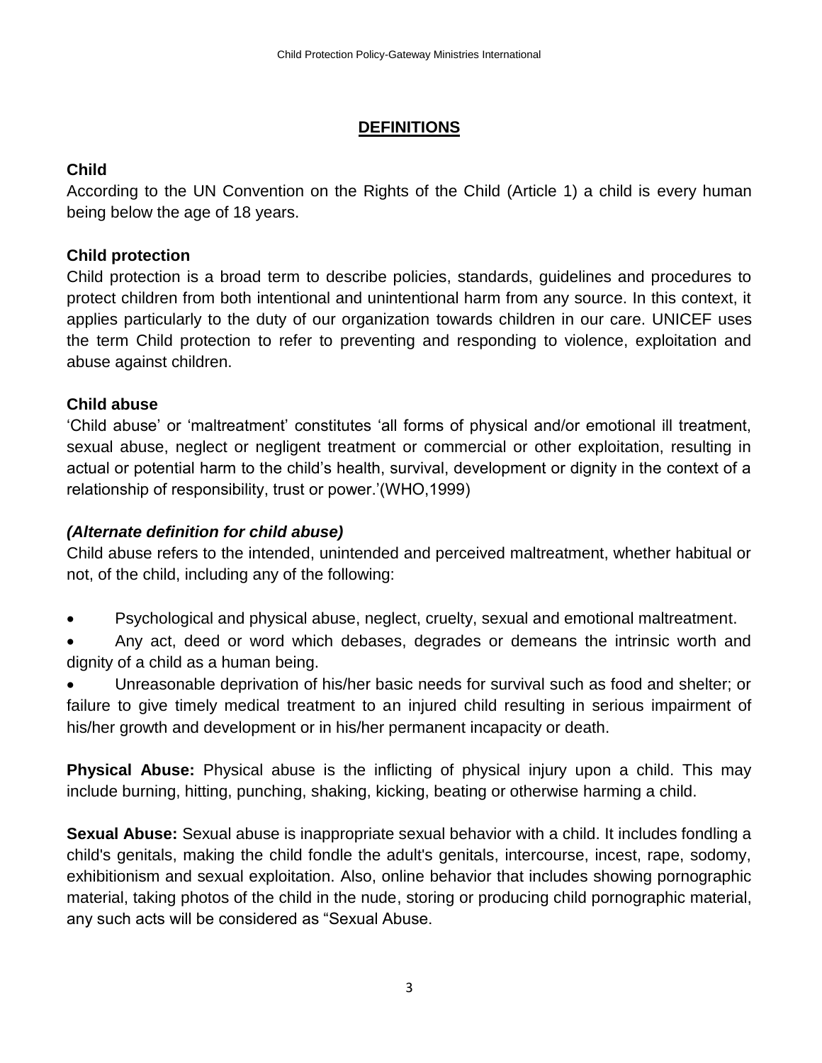## DEFINITIONS

### Child

According to the UN Convention on the Rights of the Child (Article 1) a child is every human being below the age of 18 years.

### Child protection

Child protection is a broad term to describe policies, standards, guidelines and procedures to protect children from both intentional and unintentional harm from any source. In this context, it applies particularly to the duty of our organization towards children in our care. UNICEF uses the term Child protection to refer to preventing and responding to violence, exploitation and abuse against children.

### Child abuse

'Child abuse' or 'maltreatment' constitutes 'all forms of physical and/or emotional ill treatment, sexual abuse, neglect or negligent treatment or commercial or other exploitation, resulting in actual or potential harm to the child's health, survival, development or dignity in the context of a relationship of responsibility, trust or power.'(WHO,1999)

### *(Alternate definition for child abuse)*

Child abuse refers to the intended, unintended and perceived maltreatment, whether habitual or not, of the child, including any of the following:

- Psychological and physical abuse, neglect, cruelty, sexual and emotional maltreatment.
- Any act, deed or word which debases, degrades or demeans the intrinsic worth and dignity of a child as a human being.
- Unreasonable deprivation of his/her basic needs for survival such as food and shelter; or failure to give timely medical treatment to an injured child resulting in serious impairment of his/her growth and development or in his/her permanent incapacity or death.

**Physical Abuse:** Physical abuse is the inflicting of physical injury upon a child. This may include burning, hitting, punching, shaking, kicking, beating or otherwise harming a child.

**Sexual Abuse:** Sexual abuse is inappropriate sexual behavior with a child. It includes fondling a child's genitals, making the child fondle the adult's genitals, intercourse, incest, rape, sodomy, exhibitionism and sexual exploitation. Also, online behavior that includes showing pornographic material, taking photos of the child in the nude, storing or producing child pornographic material, any such acts will be considered as "Sexual Abuse.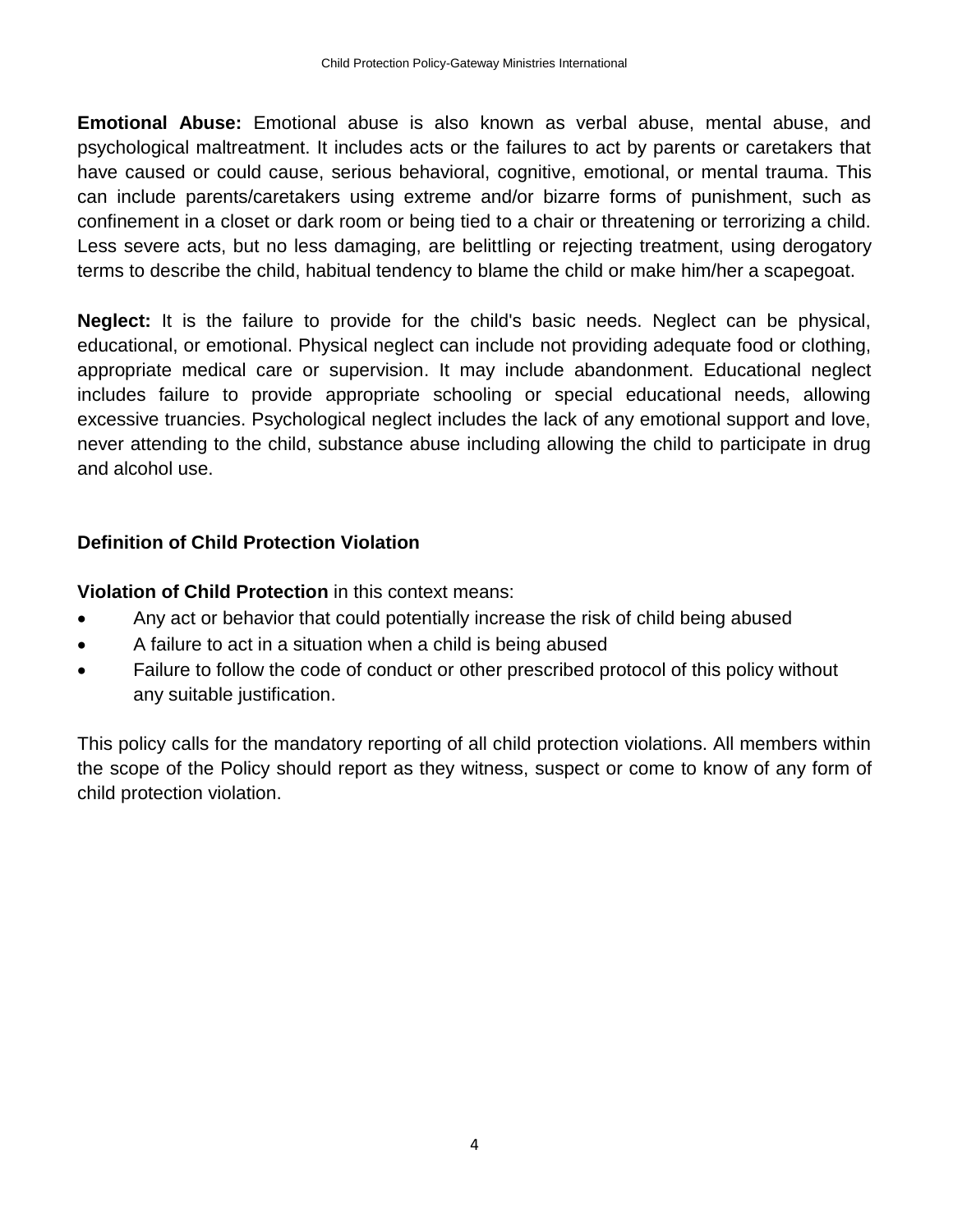**Emotional Abuse:** Emotional abuse is also known as verbal abuse, mental abuse, and psychological maltreatment. It includes acts or the failures to act by parents or caretakers that have caused or could cause, serious behavioral, cognitive, emotional, or mental trauma. This can include parents/caretakers using extreme and/or bizarre forms of punishment, such as confinement in a closet or dark room or being tied to a chair or threatening or terrorizing a child. Less severe acts, but no less damaging, are belittling or rejecting treatment, using derogatory terms to describe the child, habitual tendency to blame the child or make him/her a scapegoat.

**Neglect:** It is the failure to provide for the child's basic needs. Neglect can be physical, educational, or emotional. Physical neglect can include not providing adequate food or clothing, appropriate medical care or supervision. It may include abandonment. Educational neglect includes failure to provide appropriate schooling or special educational needs, allowing excessive truancies. Psychological neglect includes the lack of any emotional support and love, never attending to the child, substance abuse including allowing the child to participate in drug and alcohol use.

### Definition of Child Protection Violation

**Violation of Child Protection** in this context means:

- Any act or behavior that could potentially increase the risk of child being abused
- A failure to act in a situation when a child is being abused
- Failure to follow the code of conduct or other prescribed protocol of this policy without any suitable justification.

This policy calls for the mandatory reporting of all child protection violations. All members within the scope of the Policy should report as they witness, suspect or come to know of any form of child protection violation.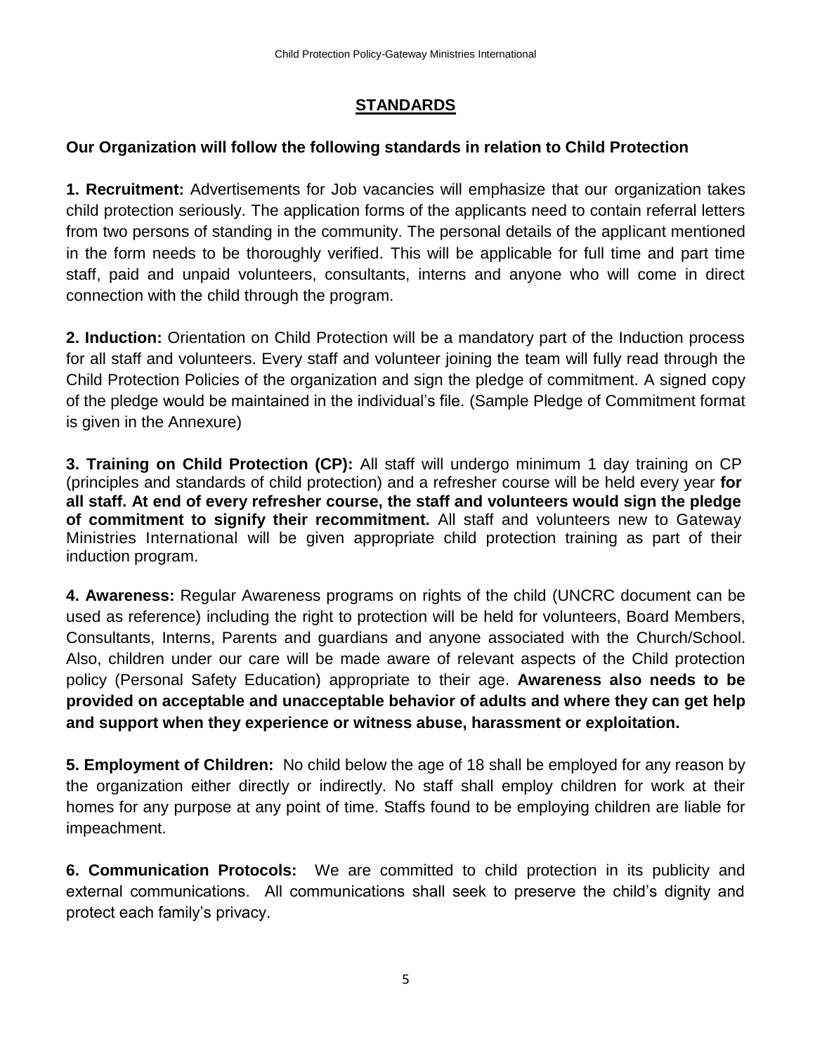## STANDARDS

**Our Organization will follow the following standards in relation to Child Protection**

**1. Recruitment:** Advertisements for Job vacancies will emphasize that our organization takes child protection seriously. The application forms of the applicants need to contain referral letters from two persons of standing in the community. The personal details of the applicant mentioned in the form needs to be thoroughly verified. This will be applicable for full time and part time staff, paid and unpaid volunteers, consultants, interns and anyone who will come in direct connection with the child through the program.

**2. Induction:** Orientation on Child Protection will be a mandatory part of the Induction process for all staff and volunteers. Every staff and volunteer joining the team will fully read through the Child Protection Policies of the organization and sign the pledge of commitment. A signed copy of the pledge would be maintained in the individual's file. (Sample Pledge of Commitment format is given in the Annexure)

**3. Training on Child Protection (CP):** All staff will undergo minimum 1 day training on CP (principles and standards of child protection) and a refresher course will be held every year **for all staff. At end of every refresher course, the staff and volunteers would sign the pledge of commitment to signify their recommitment.** All staff and volunteers new to Gateway Ministries International will be given appropriate child protection training as part of their induction program.

**4. Awareness:** Regular Awareness programs on rights of the child (UNCRC document can be used as reference) including the right to protection will be held for volunteers, Board Members, Consultants, Interns, Parents and guardians and anyone associated with the Church/School. Also, children under our care will be made aware of relevant aspects of the Child protection policy (Personal Safety Education) appropriate to their age. **Awareness also needs to be provided on acceptable and unacceptable behavior of adults and where they can get help and support when they experience or witness abuse, harassment or exploitation.**

**5. Employment of Children:** No child below the age of 18 shall be employed for any reason by the organization either directly or indirectly. No staff shall employ children for work at their homes for any purpose at any point of time. Staffs found to be employing children are liable for impeachment.

**6. Communication Protocols:** We are committed to child protection in its publicity and external communications. All communications shall seek to preserve the child's dignity and protect each family's privacy.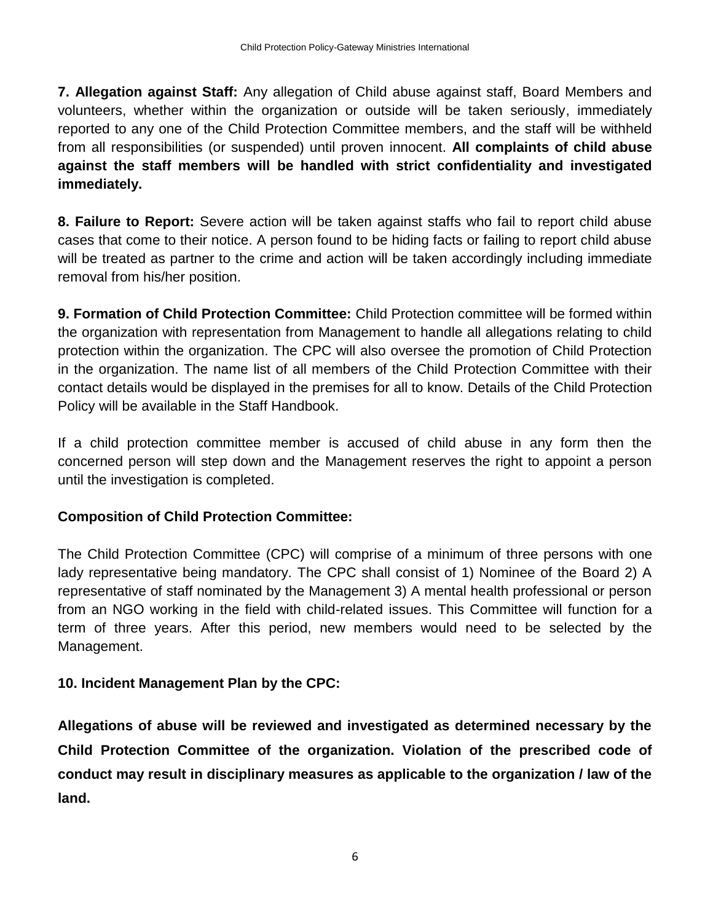**7. Allegation against Staff:** Any allegation of Child abuse against staff, Board Members and volunteers, whether within the organization or outside will be taken seriously, immediately reported to any one of the Child Protection Committee members, and the staff will be withheld from all responsibilities (or suspended) until proven innocent. **All complaints of child abuse against the staff members will be handled with strict confidentiality and investigated immediately.**

**8. Failure to Report:** Severe action will be taken against staffs who fail to report child abuse cases that come to their notice. A person found to be hiding facts or failing to report child abuse will be treated as partner to the crime and action will be taken accordingly including immediate removal from his/her position.

**9. Formation of Child Protection Committee:** Child Protection committee will be formed within the organization with representation from Management to handle all allegations relating to child protection within the organization. The CPC will also oversee the promotion of Child Protection in the organization. The name list of all members of the Child Protection Committee with their contact details would be displayed in the premises for all to know. Details of the Child Protection Policy will be available in the Staff Handbook.

If a child protection committee member is accused of child abuse in any form then the concerned person will step down and the Management reserves the right to appoint a person until the investigation is completed.

**Composition of Child Protection Committee:**

The Child Protection Committee (CPC) will comprise of a minimum of three persons with one lady representative being mandatory. The CPC shall consist of 1) Nominee of the Board 2) A representative of staff nominated by the Management 3) A mental health professional or person from an NGO working in the field with child-related issues. This Committee will function for a term of three years. After this period, new members would need to be selected by the Management.

**10. Incident Management Plan by the CPC:**

**Allegations of abuse will be reviewed and investigated as determined necessary by the Child Protection Committee of the organization. Violation of the prescribed code of conduct may result in disciplinary measures as applicable to the organization / law of the land.**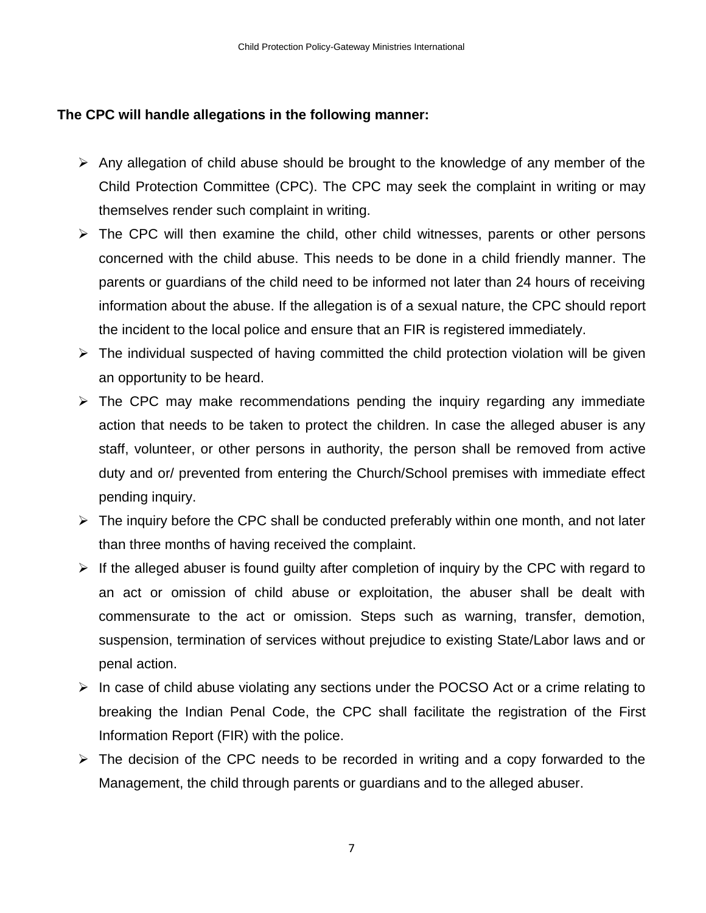**The CPC will handle allegations in the following manner:**

- Any allegation of child abuse should be brought to the knowledge of any member of the Child Protection Committee (CPC). The CPC may seek the complaint in writing or may themselves render such complaint in writing.
- The CPC will then examine the child, other child witnesses, parents or other persons concerned with the child abuse. This needs to be done in a child friendly manner. The parents or guardians of the child need to be informed not later than 24 hours of receiving information about the abuse. If the allegation is of a sexual nature, the CPC should report the incident to the local police and ensure that an FIR is registered immediately.
- The individual suspected of having committed the child protection violation will be given an opportunity to be heard.
- The CPC may make recommendations pending the inquiry regarding any immediate action that needs to be taken to protect the children. In case the alleged abuser is any staff, volunteer, or other persons in authority, the person shall be removed from active duty and or/ prevented from entering the Church/School premises with immediate effect pending inquiry.
- The inquiry before the CPC shall be conducted preferably within one month, and not later than three months of having received the complaint.
- If the alleged abuser is found guilty after completion of inquiry by the CPC with regard to an act or omission of child abuse or exploitation, the abuser shall be dealt with commensurate to the act or omission. Steps such as warning, transfer, demotion, suspension, termination of services without prejudice to existing State/Labor laws and or penal action.
- In case of child abuse violating any sections under the POCSO Act or a crime relating to breaking the Indian Penal Code, the CPC shall facilitate the registration of the First Information Report (FIR) with the police.
- The decision of the CPC needs to be recorded in writing and a copy forwarded to the Management, the child through parents or guardians and to the alleged abuser.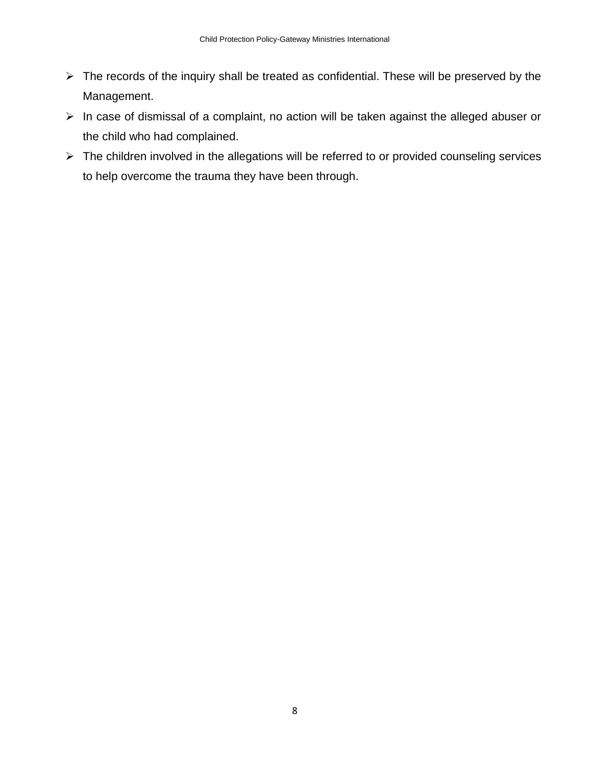- The records of the inquiry shall be treated as confidential. These will be preserved by the Management.
- In case of dismissal of a complaint, no action will be taken against the alleged abuser or the child who had complained.
- The children involved in the allegations will be referred to or provided counseling services to help overcome the trauma they have been through.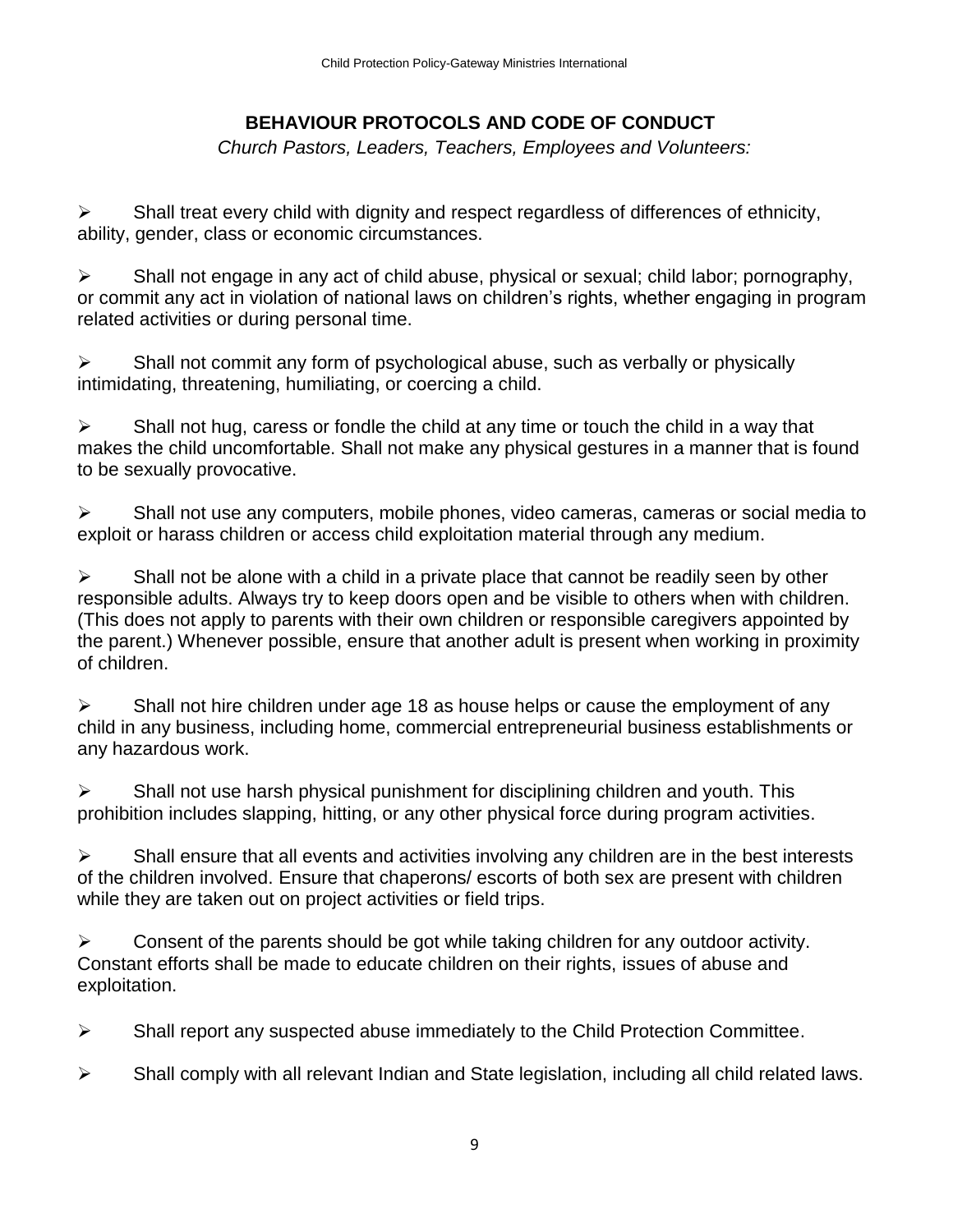## BEHAVIOUR PROTOCOLS AND CODE OF CONDUCT

*Church Pastors, Leaders, Teachers, Employees and Volunteers:*

- Shall treat every child with dignity and respect regardless of differences of ethnicity, ability, gender, class or economic circumstances.

- Shall not engage in any act of child abuse, physical or sexual; child labor; pornography, or commit any act in violation of national laws on children's rights, whether engaging in program related activities or during personal time.

- Shall not commit any form of psychological abuse, such as verbally or physically intimidating, threatening, humiliating, or coercing a child.

- Shall not hug, caress or fondle the child at any time or touch the child in a way that makes the child uncomfortable. Shall not make any physical gestures in a manner that is found to be sexually provocative.

- Shall not use any computers, mobile phones, video cameras, cameras or social media to exploit or harass children or access child exploitation material through any medium.

- Shall not be alone with a child in a private place that cannot be readily seen by other responsible adults. Always try to keep doors open and be visible to others when with children. (This does not apply to parents with their own children or responsible caregivers appointed by the parent.) Whenever possible, ensure that another adult is present when working in proximity of children.

- Shall not hire children under age 18 as house helps or cause the employment of any child in any business, including home, commercial entrepreneurial business establishments or any hazardous work.

- Shall not use harsh physical punishment for disciplining children and youth. This prohibition includes slapping, hitting, or any other physical force during program activities.

- Shall ensure that all events and activities involving any children are in the best interests of the children involved. Ensure that chaperons/ escorts of both sex are present with children while they are taken out on project activities or field trips.

- Consent of the parents should be got while taking children for any outdoor activity. Constant efforts shall be made to educate children on their rights, issues of abuse and exploitation.

- Shall report any suspected abuse immediately to the Child Protection Committee.

- Shall comply with all relevant Indian and State legislation, including all child related laws.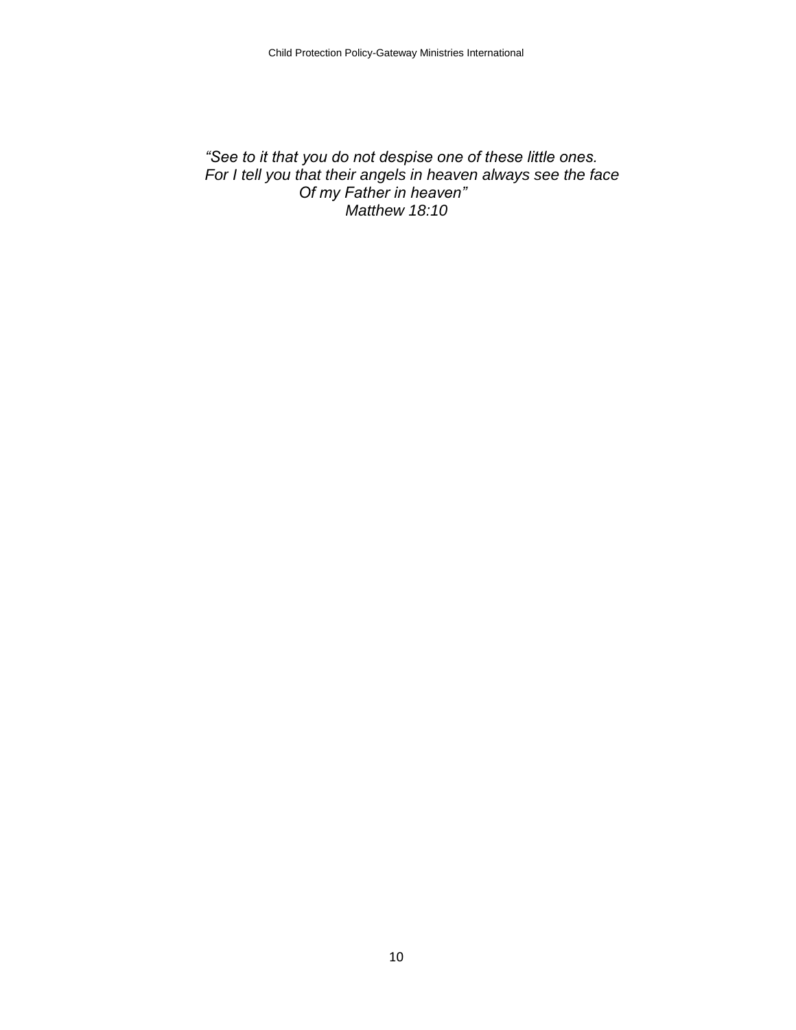*"See to it that you do not despise one of these little ones.*
*For I tell you that their angels in heaven always see the face*
*Of my Father in heaven"*
*Matthew 18:10*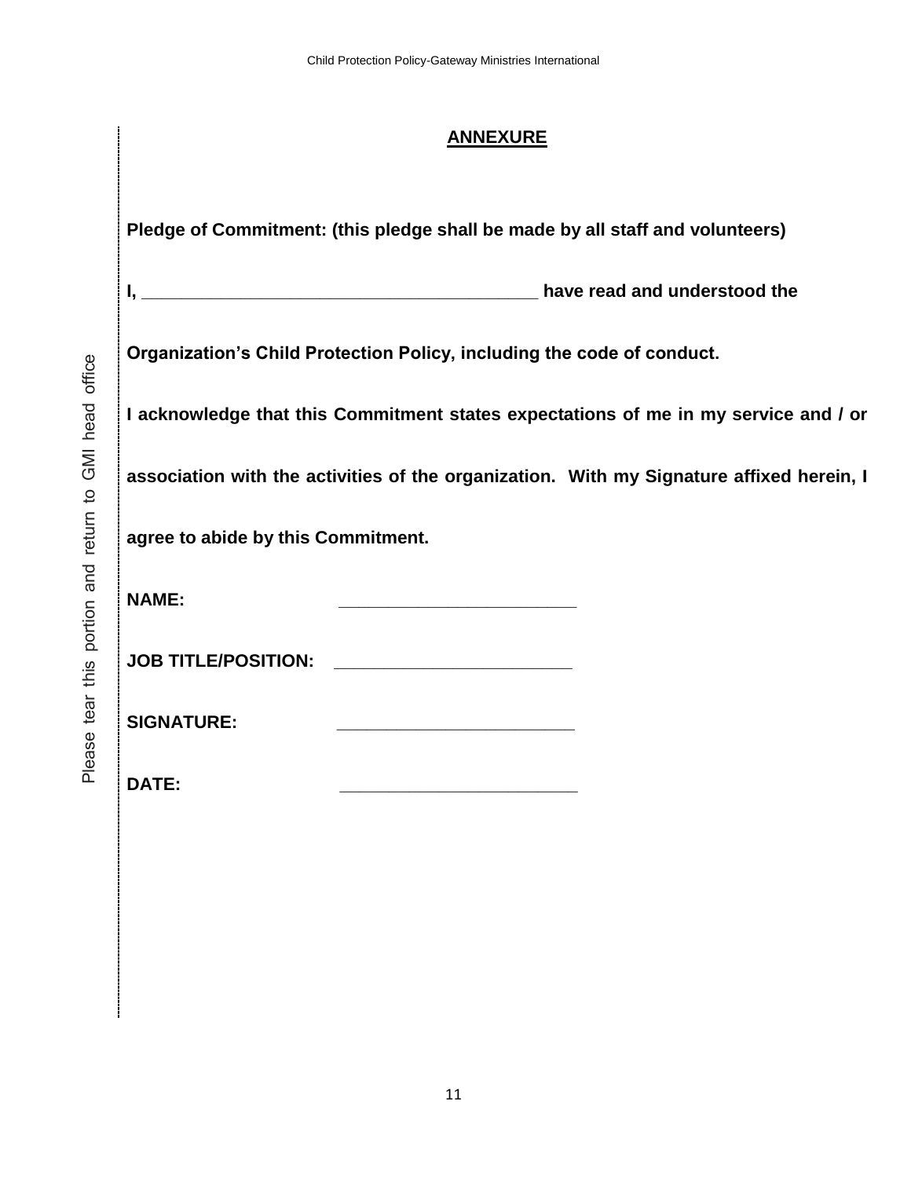## ANNEXURE

**Pledge of Commitment: (this pledge shall be made by all staff and volunteers)**

**I, ________________________________________ have read and understood the Organization's Child Protection Policy, including the code of conduct.**

**I acknowledge that this Commitment states expectations of me in my service and / or association with the activities of the organization. With my Signature affixed herein, I agree to abide by this Commitment.**

**NAME:** ________________________

**JOB TITLE/POSITION:** ________________________

**SIGNATURE:** ________________________

**DATE:** ________________________

Please tear this portion and return to GMI head office